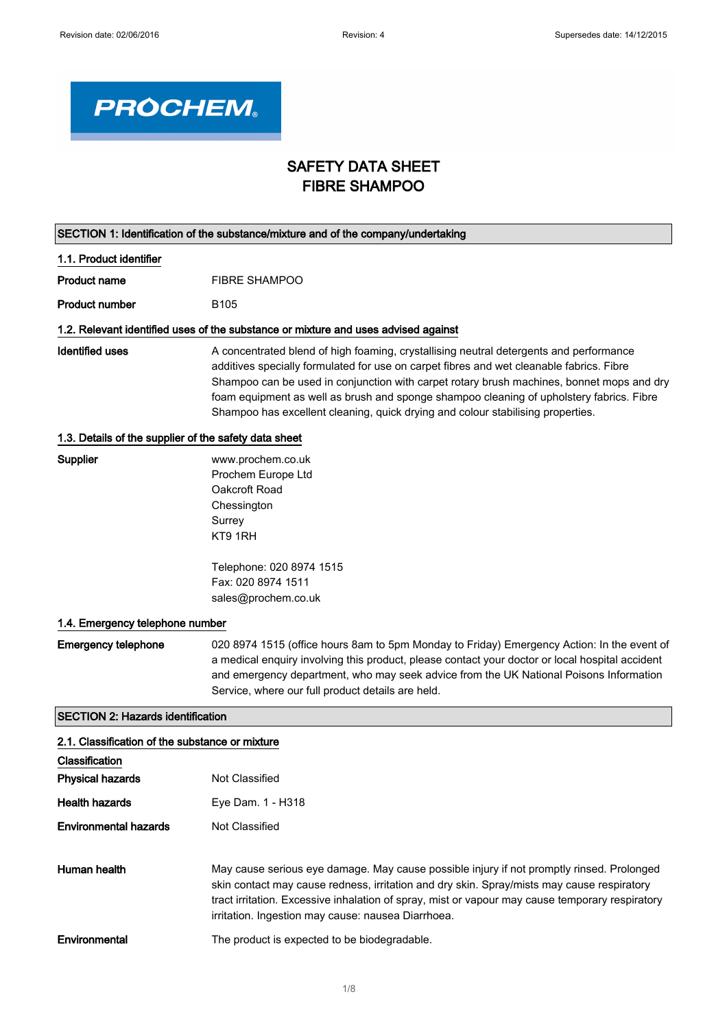Revision date: 02/06/2016 Revision: 4 Supersedes date: 14/12/2015

# SAFETY DATA SHEET
# FIBRE SHAMPOO

## SECTION 1: Identification of the substance/mixture and of the company/undertaking

### 1.1. Product identifier

**Product name** FIBRE SHAMPOO

**Product number** B105

### 1.2. Relevant identified uses of the substance or mixture and uses advised against

**Identified uses** A concentrated blend of high foaming, crystallising neutral detergents and performance additives specially formulated for use on carpet fibres and wet cleanable fabrics. Fibre Shampoo can be used in conjunction with carpet rotary brush machines, bonnet mops and dry foam equipment as well as brush and sponge shampoo cleaning of upholstery fabrics. Fibre Shampoo has excellent cleaning, quick drying and colour stabilising properties.

### 1.3. Details of the supplier of the safety data sheet

**Supplier**

www.prochem.co.uk
Prochem Europe Ltd
Oakcroft Road
Chessington
Surrey
KT9 1RH

Telephone: 020 8974 1515
Fax: 020 8974 1511
sales@prochem.co.uk

### 1.4. Emergency telephone number

**Emergency telephone** 020 8974 1515 (office hours 8am to 5pm Monday to Friday) Emergency Action: In the event of a medical enquiry involving this product, please contact your doctor or local hospital accident and emergency department, who may seek advice from the UK National Poisons Information Service, where our full product details are held.

## SECTION 2: Hazards identification

### 2.1. Classification of the substance or mixture

**Classification**

**Physical hazards** Not Classified

**Health hazards** Eye Dam. 1 - H318

**Environmental hazards** Not Classified

**Human health** May cause serious eye damage. May cause possible injury if not promptly rinsed. Prolonged skin contact may cause redness, irritation and dry skin. Spray/mists may cause respiratory tract irritation. Excessive inhalation of spray, mist or vapour may cause temporary respiratory irritation. Ingestion may cause: nausea Diarrhoea.

**Environmental** The product is expected to be biodegradable.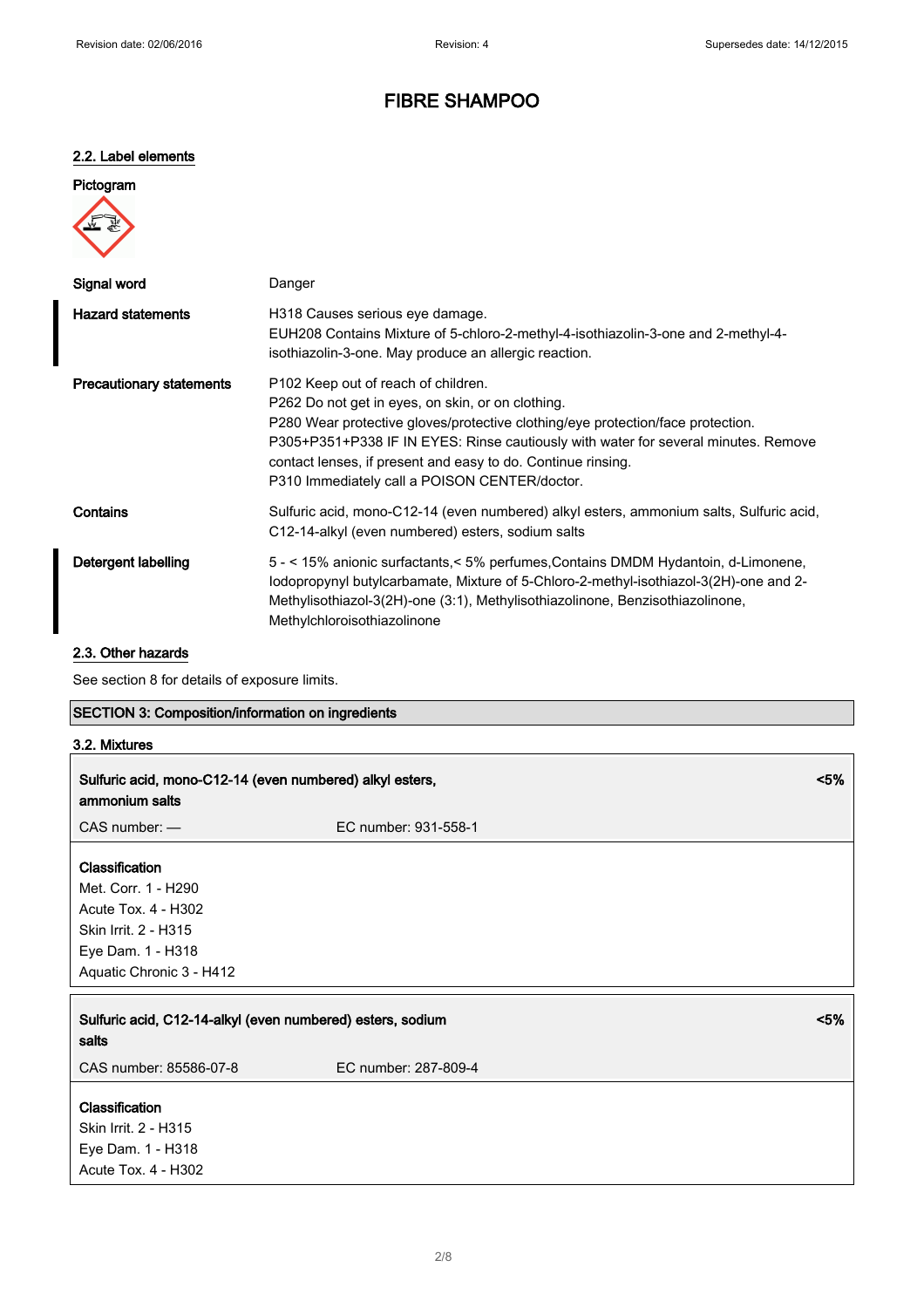## 2.2. Label elements

**Pictogram**

| | |
|---|---|
| **Signal word** | Danger |
| **Hazard statements** | H318 Causes serious eye damage.<br>EUH208 Contains Mixture of 5-chloro-2-methyl-4-isothiazolin-3-one and 2-methyl-4-isothiazolin-3-one. May produce an allergic reaction. |
| **Precautionary statements** | P102 Keep out of reach of children.<br>P262 Do not get in eyes, on skin, or on clothing.<br>P280 Wear protective gloves/protective clothing/eye protection/face protection.<br>P305+P351+P338 IF IN EYES: Rinse cautiously with water for several minutes. Remove contact lenses, if present and easy to do. Continue rinsing.<br>P310 Immediately call a POISON CENTER/doctor. |
| **Contains** | Sulfuric acid, mono-C12-14 (even numbered) alkyl esters, ammonium salts, Sulfuric acid, C12-14-alkyl (even numbered) esters, sodium salts |
| **Detergent labelling** | 5 - < 15% anionic surfactants,< 5% perfumes,Contains DMDM Hydantoin, d-Limonene, Iodopropynyl butylcarbamate, Mixture of 5-Chloro-2-methyl-isothiazol-3(2H)-one and 2-Methylisothiazol-3(2H)-one (3:1), Methylisothiazolinone, Benzisothiazolinone, Methylchloroisothiazolinone |

## 2.3. Other hazards

See section 8 for details of exposure limits.

## SECTION 3: Composition/information on ingredients

### 3.2. Mixtures

**Sulfuric acid, mono-C12-14 (even numbered) alkyl esters, ammonium salts** — <5%

CAS number: — EC number: 931-558-1

**Classification**
Met. Corr. 1 - H290
Acute Tox. 4 - H302
Skin Irrit. 2 - H315
Eye Dam. 1 - H318
Aquatic Chronic 3 - H412

**Sulfuric acid, C12-14-alkyl (even numbered) esters, sodium salts** — <5%

CAS number: 85586-07-8 EC number: 287-809-4

**Classification**
Skin Irrit. 2 - H315
Eye Dam. 1 - H318
Acute Tox. 4 - H302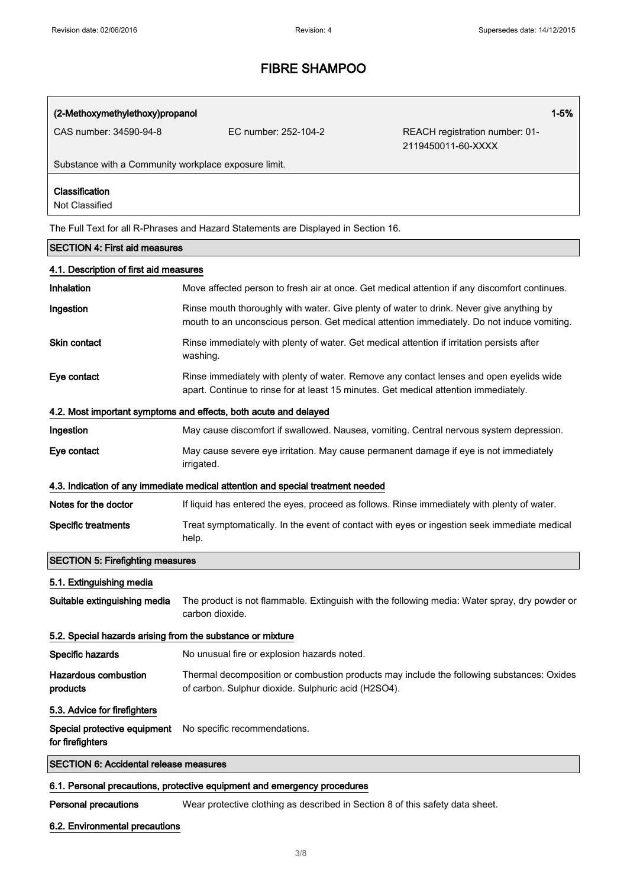# FIBRE SHAMPOO

| (2-Methoxymethylethoxy)propanol | | 1-5% |
|---|---|---|
| CAS number: 34590-94-8 | EC number: 252-104-2 | REACH registration number: 01-2119450011-60-XXXX |
| Substance with a Community workplace exposure limit. | | |

**Classification**
Not Classified

The Full Text for all R-Phrases and Hazard Statements are Displayed in Section 16.

## SECTION 4: First aid measures

### 4.1. Description of first aid measures

**Inhalation** Move affected person to fresh air at once. Get medical attention if any discomfort continues.

**Ingestion** Rinse mouth thoroughly with water. Give plenty of water to drink. Never give anything by mouth to an unconscious person. Get medical attention immediately. Do not induce vomiting.

**Skin contact** Rinse immediately with plenty of water. Get medical attention if irritation persists after washing.

**Eye contact** Rinse immediately with plenty of water. Remove any contact lenses and open eyelids wide apart. Continue to rinse for at least 15 minutes. Get medical attention immediately.

### 4.2. Most important symptoms and effects, both acute and delayed

**Ingestion** May cause discomfort if swallowed. Nausea, vomiting. Central nervous system depression.

**Eye contact** May cause severe eye irritation. May cause permanent damage if eye is not immediately irrigated.

### 4.3. Indication of any immediate medical attention and special treatment needed

**Notes for the doctor** If liquid has entered the eyes, proceed as follows. Rinse immediately with plenty of water.

**Specific treatments** Treat symptomatically. In the event of contact with eyes or ingestion seek immediate medical help.

## SECTION 5: Firefighting measures

### 5.1. Extinguishing media

**Suitable extinguishing media** The product is not flammable. Extinguish with the following media: Water spray, dry powder or carbon dioxide.

### 5.2. Special hazards arising from the substance or mixture

**Specific hazards** No unusual fire or explosion hazards noted.

**Hazardous combustion products** Thermal decomposition or combustion products may include the following substances: Oxides of carbon. Sulphur dioxide. Sulphuric acid ($H_2SO_4$).

### 5.3. Advice for firefighters

**Special protective equipment for firefighters** No specific recommendations.

## SECTION 6: Accidental release measures

### 6.1. Personal precautions, protective equipment and emergency procedures

**Personal precautions** Wear protective clothing as described in Section 8 of this safety data sheet.

### 6.2. Environmental precautions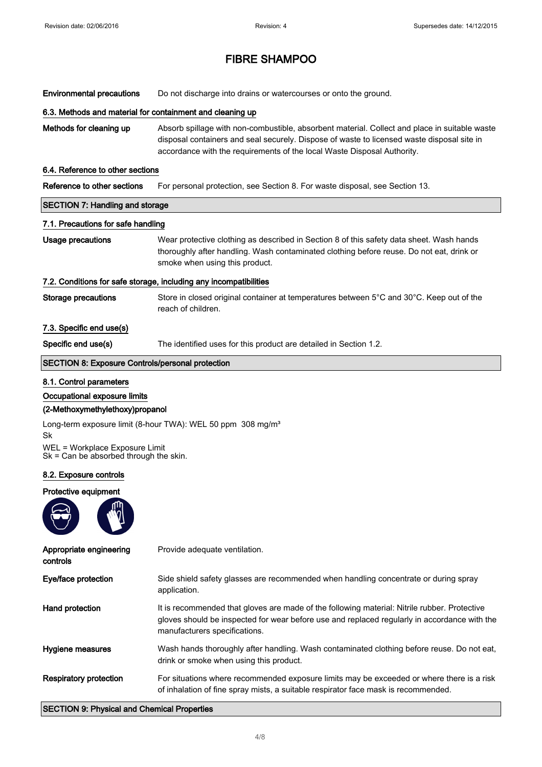**Environmental precautions** Do not discharge into drains or watercourses or onto the ground.

### 6.3. Methods and material for containment and cleaning up

**Methods for cleaning up** Absorb spillage with non-combustible, absorbent material. Collect and place in suitable waste disposal containers and seal securely. Dispose of waste to licensed waste disposal site in accordance with the requirements of the local Waste Disposal Authority.

### 6.4. Reference to other sections

**Reference to other sections** For personal protection, see Section 8. For waste disposal, see Section 13.

## SECTION 7: Handling and storage

### 7.1. Precautions for safe handling

**Usage precautions** Wear protective clothing as described in Section 8 of this safety data sheet. Wash hands thoroughly after handling. Wash contaminated clothing before reuse. Do not eat, drink or smoke when using this product.

### 7.2. Conditions for safe storage, including any incompatibilities

**Storage precautions** Store in closed original container at temperatures between 5°C and 30°C. Keep out of the reach of children.

### 7.3. Specific end use(s)

**Specific end use(s)** The identified uses for this product are detailed in Section 1.2.

## SECTION 8: Exposure Controls/personal protection

### 8.1. Control parameters

**Occupational exposure limits**

**(2-Methoxymethylethoxy)propanol**

Long-term exposure limit (8-hour TWA): WEL 50 ppm 308 mg/m³

Sk

WEL = Workplace Exposure Limit

Sk = Can be absorbed through the skin.

### 8.2. Exposure controls

**Protective equipment**

**Appropriate engineering controls** Provide adequate ventilation.

**Eye/face protection** Side shield safety glasses are recommended when handling concentrate or during spray application.

**Hand protection** It is recommended that gloves are made of the following material: Nitrile rubber. Protective gloves should be inspected for wear before use and replaced regularly in accordance with the manufacturers specifications.

**Hygiene measures** Wash hands thoroughly after handling. Wash contaminated clothing before reuse. Do not eat, drink or smoke when using this product.

**Respiratory protection** For situations where recommended exposure limits may be exceeded or where there is a risk of inhalation of fine spray mists, a suitable respirator face mask is recommended.

## SECTION 9: Physical and Chemical Properties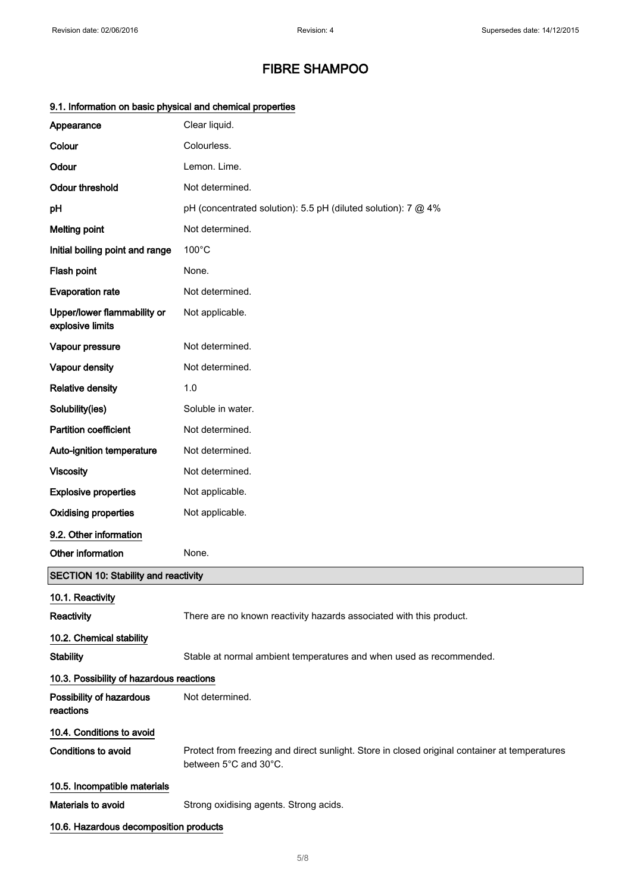# FIBRE SHAMPOO

### 9.1. Information on basic physical and chemical properties

| | |
|---|---|
| **Appearance** | Clear liquid. |
| **Colour** | Colourless. |
| **Odour** | Lemon. Lime. |
| **Odour threshold** | Not determined. |
| **pH** | pH (concentrated solution): 5.5 pH (diluted solution): 7 @ 4% |
| **Melting point** | Not determined. |
| **Initial boiling point and range** | 100°C |
| **Flash point** | None. |
| **Evaporation rate** | Not determined. |
| **Upper/lower flammability or explosive limits** | Not applicable. |
| **Vapour pressure** | Not determined. |
| **Vapour density** | Not determined. |
| **Relative density** | 1.0 |
| **Solubility(ies)** | Soluble in water. |
| **Partition coefficient** | Not determined. |
| **Auto-ignition temperature** | Not determined. |
| **Viscosity** | Not determined. |
| **Explosive properties** | Not applicable. |
| **Oxidising properties** | Not applicable. |

### 9.2. Other information

| | |
|---|---|
| **Other information** | None. |

## SECTION 10: Stability and reactivity

### 10.1. Reactivity

| | |
|---|---|
| **Reactivity** | There are no known reactivity hazards associated with this product. |

### 10.2. Chemical stability

| | |
|---|---|
| **Stability** | Stable at normal ambient temperatures and when used as recommended. |

### 10.3. Possibility of hazardous reactions

| | |
|---|---|
| **Possibility of hazardous reactions** | Not determined. |

### 10.4. Conditions to avoid

| | |
|---|---|
| **Conditions to avoid** | Protect from freezing and direct sunlight. Store in closed original container at temperatures between 5°C and 30°C. |

### 10.5. Incompatible materials

| | |
|---|---|
| **Materials to avoid** | Strong oxidising agents. Strong acids. |

### 10.6. Hazardous decomposition products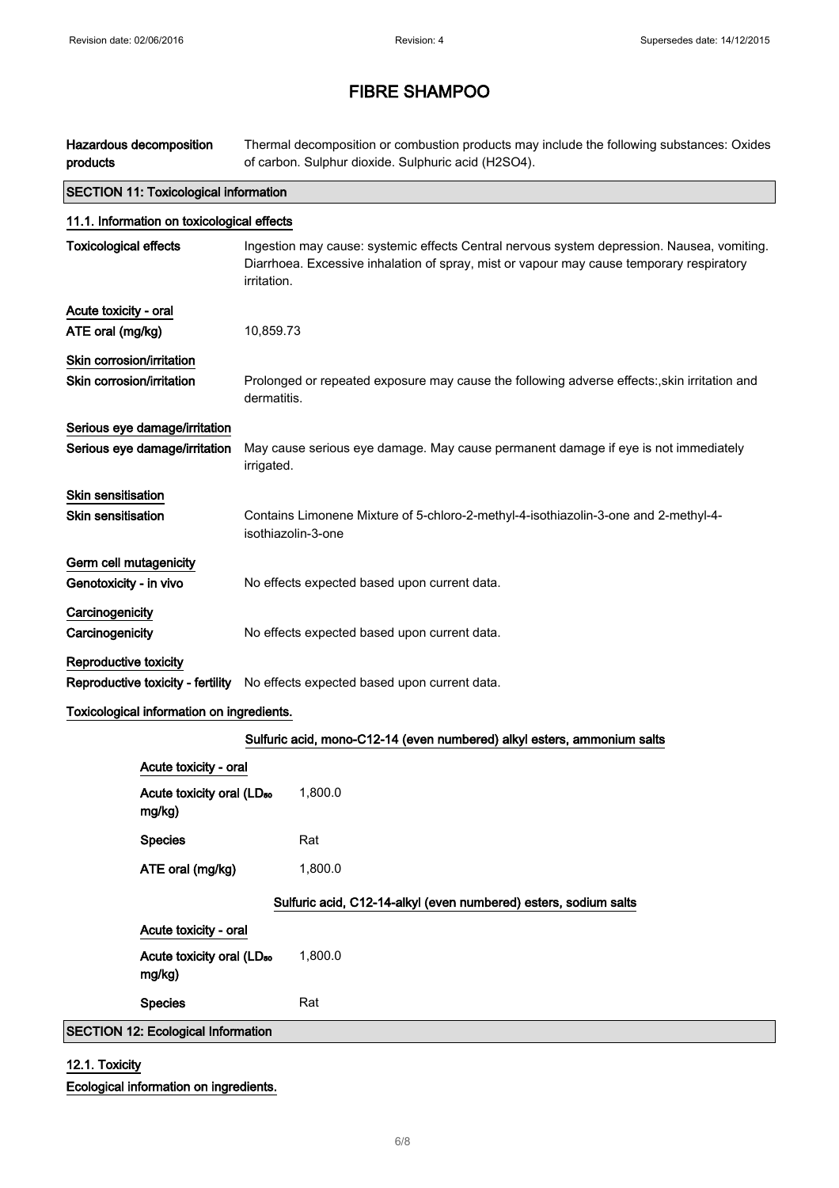# FIBRE SHAMPOO

| | |
|---|---|
| **Hazardous decomposition products** | Thermal decomposition or combustion products may include the following substances: Oxides of carbon. Sulphur dioxide. Sulphuric acid ($H_2SO_4$). |

## SECTION 11: Toxicological information

### 11.1. Information on toxicological effects

**Toxicological effects** — Ingestion may cause: systemic effects Central nervous system depression. Nausea, vomiting. Diarrhoea. Excessive inhalation of spray, mist or vapour may cause temporary respiratory irritation.

**Acute toxicity - oral**

**ATE oral (mg/kg)** — 10,859.73

**Skin corrosion/irritation**

**Skin corrosion/irritation** — Prolonged or repeated exposure may cause the following adverse effects:,skin irritation and dermatitis.

**Serious eye damage/irritation**

**Serious eye damage/irritation** — May cause serious eye damage. May cause permanent damage if eye is not immediately irrigated.

**Skin sensitisation**

**Skin sensitisation** — Contains Limonene Mixture of 5-chloro-2-methyl-4-isothiazolin-3-one and 2-methyl-4-isothiazolin-3-one

**Germ cell mutagenicity**

**Genotoxicity - in vivo** — No effects expected based upon current data.

**Carcinogenicity**

**Carcinogenicity** — No effects expected based upon current data.

**Reproductive toxicity**

**Reproductive toxicity - fertility** — No effects expected based upon current data.

**Toxicological information on ingredients.**

**Sulfuric acid, mono-C12-14 (even numbered) alkyl esters, ammonium salts**

**Acute toxicity - oral**

| | |
|---|---|
| **Acute toxicity oral ($LD_{50}$ mg/kg)** | 1,800.0 |
| **Species** | Rat |
| **ATE oral (mg/kg)** | 1,800.0 |

**Sulfuric acid, C12-14-alkyl (even numbered) esters, sodium salts**

**Acute toxicity - oral**

| | |
|---|---|
| **Acute toxicity oral ($LD_{50}$ mg/kg)** | 1,800.0 |
| **Species** | Rat |

## SECTION 12: Ecological Information

### 12.1. Toxicity

**Ecological information on ingredients.**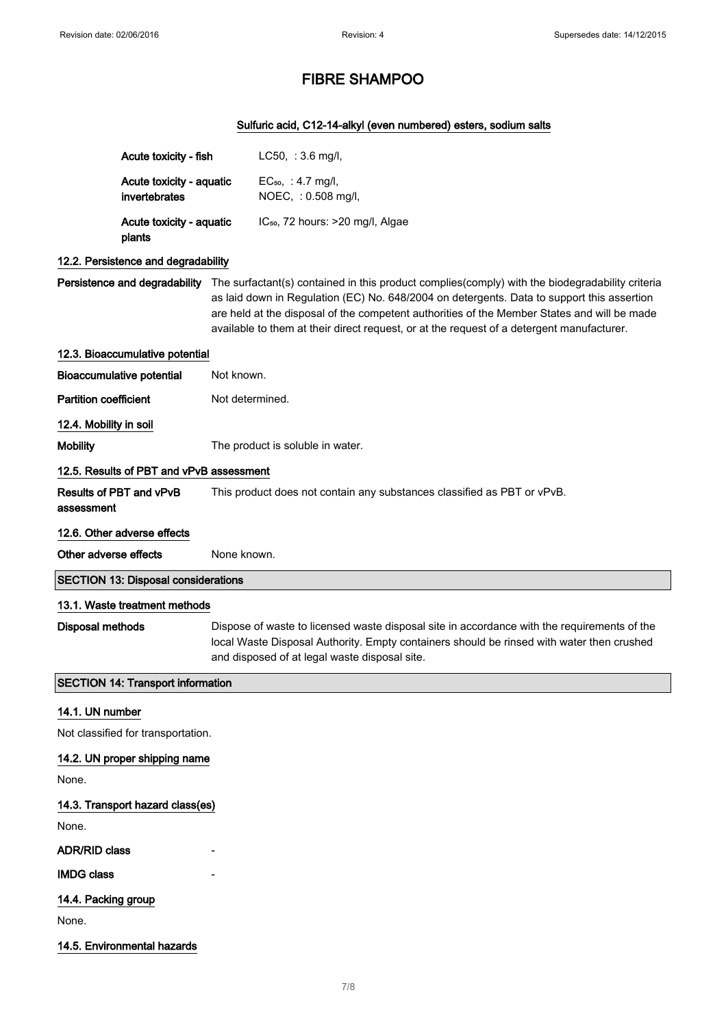# FIBRE SHAMPOO

**Sulfuric acid, C12-14-alkyl (even numbered) esters, sodium salts**

| | |
|---|---|
| **Acute toxicity - fish** | LC50, : 3.6 mg/l, |
| **Acute toxicity - aquatic invertebrates** | $EC_{50}$, : 4.7 mg/l,<br>NOEC, : 0.508 mg/l, |
| **Acute toxicity - aquatic plants** | $IC_{50}$, 72 hours: >20 mg/l, Algae |

### 12.2. Persistence and degradability

**Persistence and degradability** The surfactant(s) contained in this product complies(comply) with the biodegradability criteria as laid down in Regulation (EC) No. 648/2004 on detergents. Data to support this assertion are held at the disposal of the competent authorities of the Member States and will be made available to them at their direct request, or at the request of a detergent manufacturer.

### 12.3. Bioaccumulative potential

**Bioaccumulative potential** Not known.

**Partition coefficient** Not determined.

### 12.4. Mobility in soil

**Mobility** The product is soluble in water.

### 12.5. Results of PBT and vPvB assessment

**Results of PBT and vPvB assessment** This product does not contain any substances classified as PBT or vPvB.

### 12.6. Other adverse effects

**Other adverse effects** None known.

## SECTION 13: Disposal considerations

### 13.1. Waste treatment methods

**Disposal methods** Dispose of waste to licensed waste disposal site in accordance with the requirements of the local Waste Disposal Authority. Empty containers should be rinsed with water then crushed and disposed of at legal waste disposal site.

## SECTION 14: Transport information

### 14.1. UN number

Not classified for transportation.

### 14.2. UN proper shipping name

None.

### 14.3. Transport hazard class(es)

None.

**ADR/RID class** -

**IMDG class** -

### 14.4. Packing group

None.

### 14.5. Environmental hazards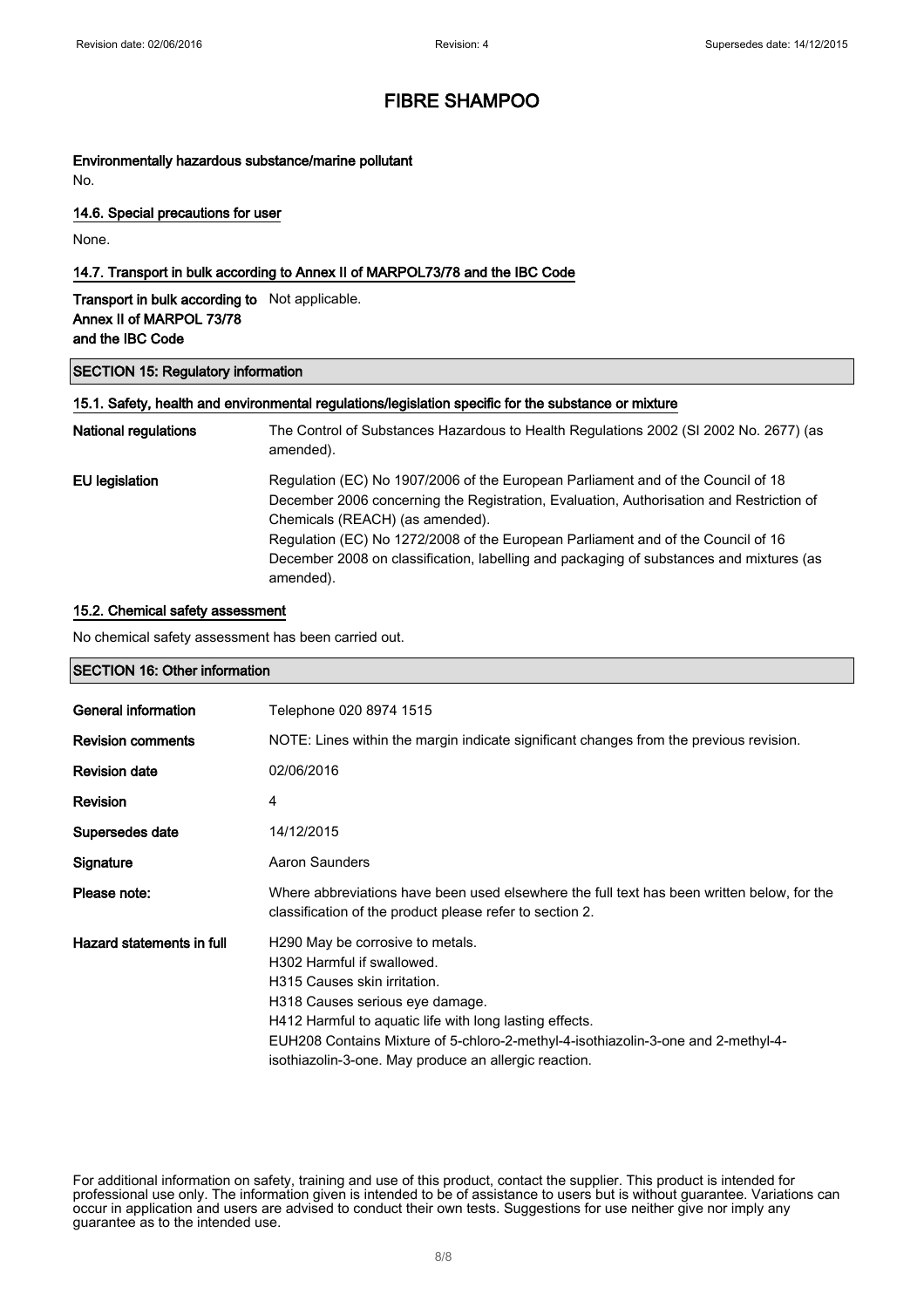# FIBRE SHAMPOO

**Environmentally hazardous substance/marine pollutant**

No.

### 14.6. Special precautions for user

None.

### 14.7. Transport in bulk according to Annex II of MARPOL73/78 and the IBC Code

| | |
|---|---|
| **Transport in bulk according to Annex II of MARPOL 73/78 and the IBC Code** | Not applicable. |

## SECTION 15: Regulatory information

### 15.1. Safety, health and environmental regulations/legislation specific for the substance or mixture

| | |
|---|---|
| **National regulations** | The Control of Substances Hazardous to Health Regulations 2002 (SI 2002 No. 2677) (as amended). |
| **EU legislation** | Regulation (EC) No 1907/2006 of the European Parliament and of the Council of 18 December 2006 concerning the Registration, Evaluation, Authorisation and Restriction of Chemicals (REACH) (as amended). Regulation (EC) No 1272/2008 of the European Parliament and of the Council of 16 December 2008 on classification, labelling and packaging of substances and mixtures (as amended). |

### 15.2. Chemical safety assessment

No chemical safety assessment has been carried out.

## SECTION 16: Other information

| | |
|---|---|
| **General information** | Telephone 020 8974 1515 |
| **Revision comments** | NOTE: Lines within the margin indicate significant changes from the previous revision. |
| **Revision date** | 02/06/2016 |
| **Revision** | 4 |
| **Supersedes date** | 14/12/2015 |
| **Signature** | Aaron Saunders |
| **Please note:** | Where abbreviations have been used elsewhere the full text has been written below, for the classification of the product please refer to section 2. |
| **Hazard statements in full** | H290 May be corrosive to metals.<br>H302 Harmful if swallowed.<br>H315 Causes skin irritation.<br>H318 Causes serious eye damage.<br>H412 Harmful to aquatic life with long lasting effects.<br>EUH208 Contains Mixture of 5-chloro-2-methyl-4-isothiazolin-3-one and 2-methyl-4-isothiazolin-3-one. May produce an allergic reaction. |

For additional information on safety, training and use of this product, contact the supplier. This product is intended for professional use only. The information given is intended to be of assistance to users but is without guarantee. Variations can occur in application and users are advised to conduct their own tests. Suggestions for use neither give nor imply any guarantee as to the intended use.